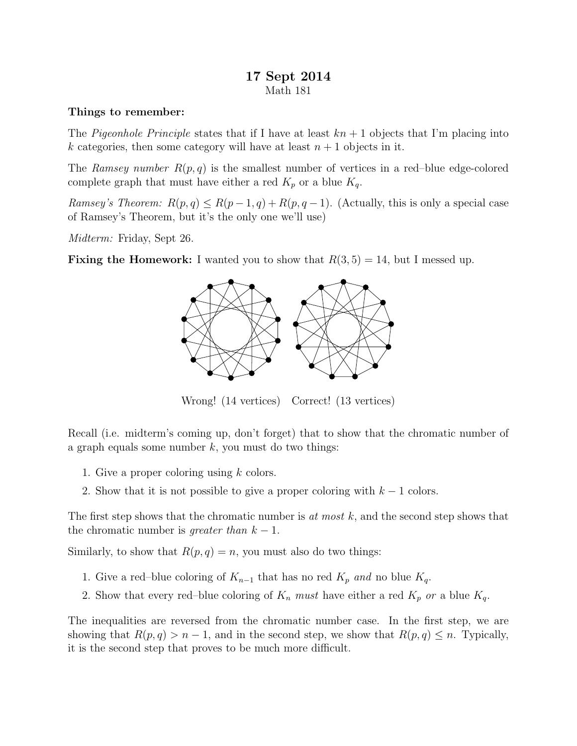# 17 Sept 2014

Math 181

**Things to remember:**

The *Pigeonhole Principle* states that if I have at least $kn + 1$ objects that I'm placing into $k$ categories, then some category will have at least $n + 1$ objects in it.

The *Ramsey number* $R(p, q)$ is the smallest number of vertices in a red–blue edge-colored complete graph that must have either a red $K_p$ or a blue $K_q$.

*Ramsey's Theorem:* $R(p, q) \leq R(p - 1, q) + R(p, q - 1)$. (Actually, this is only a special case of Ramsey's Theorem, but it's the only one we'll use)

*Midterm:* Friday, Sept 26.

**Fixing the Homework:** I wanted you to show that $R(3, 5) = 14$, but I messed up.

Wrong! (14 vertices)    Correct! (13 vertices)

Recall (i.e. midterm's coming up, don't forget) that to show that the chromatic number of a graph equals some number $k$, you must do two things:

1. Give a proper coloring using $k$ colors.
2. Show that it is not possible to give a proper coloring with $k - 1$ colors.

The first step shows that the chromatic number is *at most* $k$, and the second step shows that the chromatic number is *greater than* $k - 1$.

Similarly, to show that $R(p, q) = n$, you must also do two things:

1. Give a red–blue coloring of $K_{n-1}$ that has no red $K_p$ *and* no blue $K_q$.
2. Show that every red–blue coloring of $K_n$ *must* have either a red $K_p$ *or* a blue $K_q$.

The inequalities are reversed from the chromatic number case. In the first step, we are showing that $R(p, q) > n - 1$, and in the second step, we show that $R(p, q) \leq n$. Typically, it is the second step that proves to be much more difficult.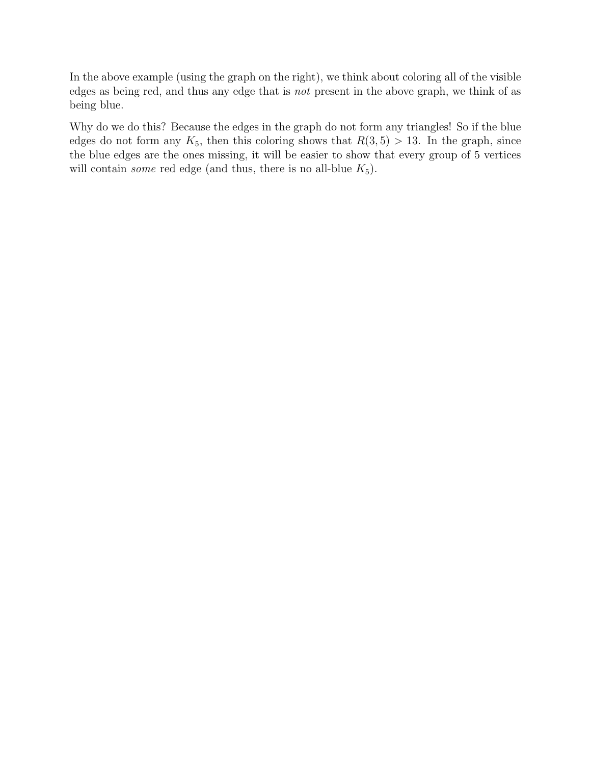In the above example (using the graph on the right), we think about coloring all of the visible edges as being red, and thus any edge that is *not* present in the above graph, we think of as being blue.

Why do we do this? Because the edges in the graph do not form any triangles! So if the blue edges do not form any $K_5$, then this coloring shows that $R(3, 5) > 13$. In the graph, since the blue edges are the ones missing, it will be easier to show that every group of 5 vertices will contain *some* red edge (and thus, there is no all-blue $K_5$).